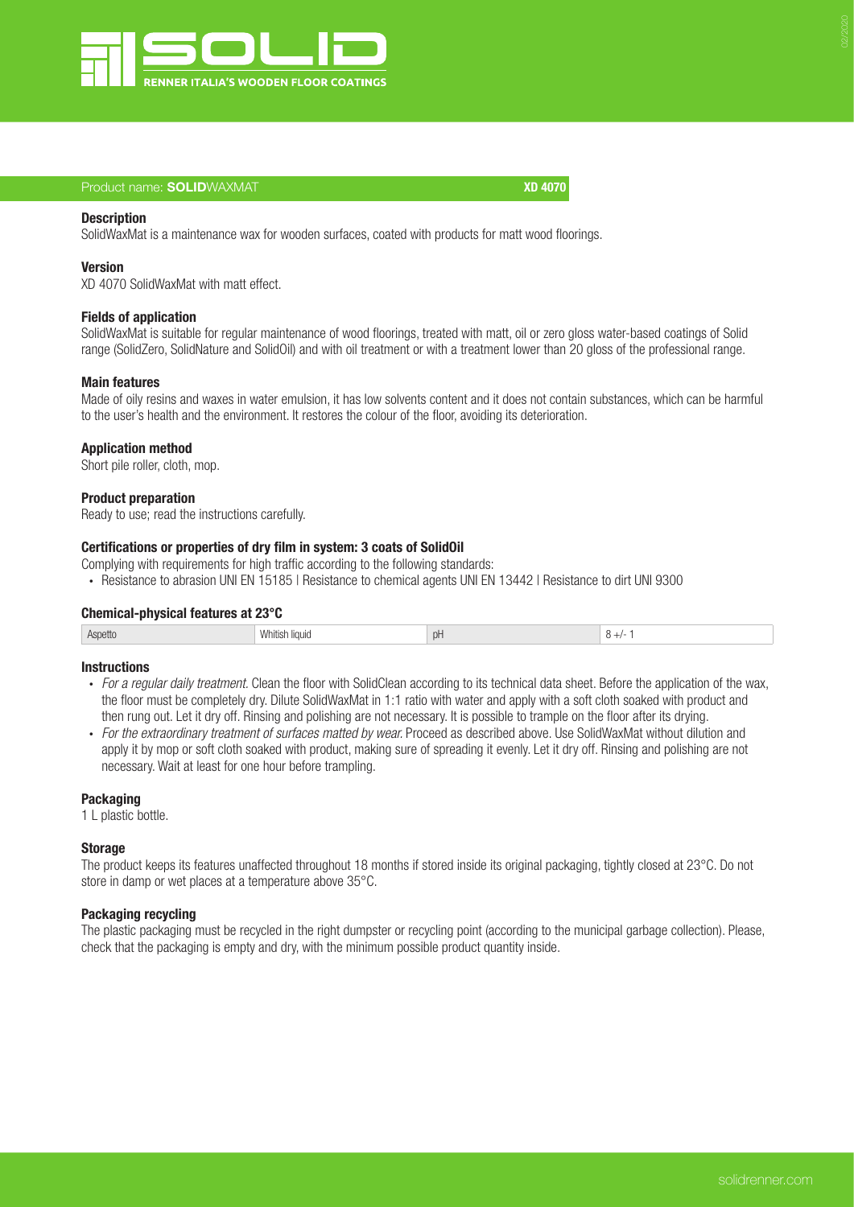# SOLID

RENNER ITALIA'S WOODEN FLOOR COATINGS

Product name: **SOLID**WAXMAT **XD 4070**

### Description

SolidWaxMat is a maintenance wax for wooden surfaces, coated with products for matt wood floorings.

### Version

XD 4070 SolidWaxMat with matt effect.

### Fields of application

SolidWaxMat is suitable for regular maintenance of wood floorings, treated with matt, oil or zero gloss water-based coatings of Solid range (SolidZero, SolidNature and SolidOil) and with oil treatment or with a treatment lower than 20 gloss of the professional range.

### Main features

Made of oily resins and waxes in water emulsion, it has low solvents content and it does not contain substances, which can be harmful to the user's health and the environment. It restores the colour of the floor, avoiding its deterioration.

### Application method

Short pile roller, cloth, mop.

### Product preparation

Ready to use; read the instructions carefully.

### Certifications or properties of dry film in system: 3 coats of SolidOil

Complying with requirements for high traffic according to the following standards:

- Resistance to abrasion UNI EN 15185 | Resistance to chemical agents UNI EN 13442 | Resistance to dirt UNI 9300

### Chemical-physical features at 23°C

| | | | |
|---|---|---|---|
| Aspetto | Whitish liquid | pH | 8 +/- 1 |

### Instructions

- *For a regular daily treatment.* Clean the floor with SolidClean according to its technical data sheet. Before the application of the wax, the floor must be completely dry. Dilute SolidWaxMat in 1:1 ratio with water and apply with a soft cloth soaked with product and then rung out. Let it dry off. Rinsing and polishing are not necessary. It is possible to trample on the floor after its drying.
- *For the extraordinary treatment of surfaces matted by wear.* Proceed as described above. Use SolidWaxMat without dilution and apply it by mop or soft cloth soaked with product, making sure of spreading it evenly. Let it dry off. Rinsing and polishing are not necessary. Wait at least for one hour before trampling.

### Packaging

1 L plastic bottle.

### Storage

The product keeps its features unaffected throughout 18 months if stored inside its original packaging, tightly closed at 23°C. Do not store in damp or wet places at a temperature above 35°C.

### Packaging recycling

The plastic packaging must be recycled in the right dumpster or recycling point (according to the municipal garbage collection). Please, check that the packaging is empty and dry, with the minimum possible product quantity inside.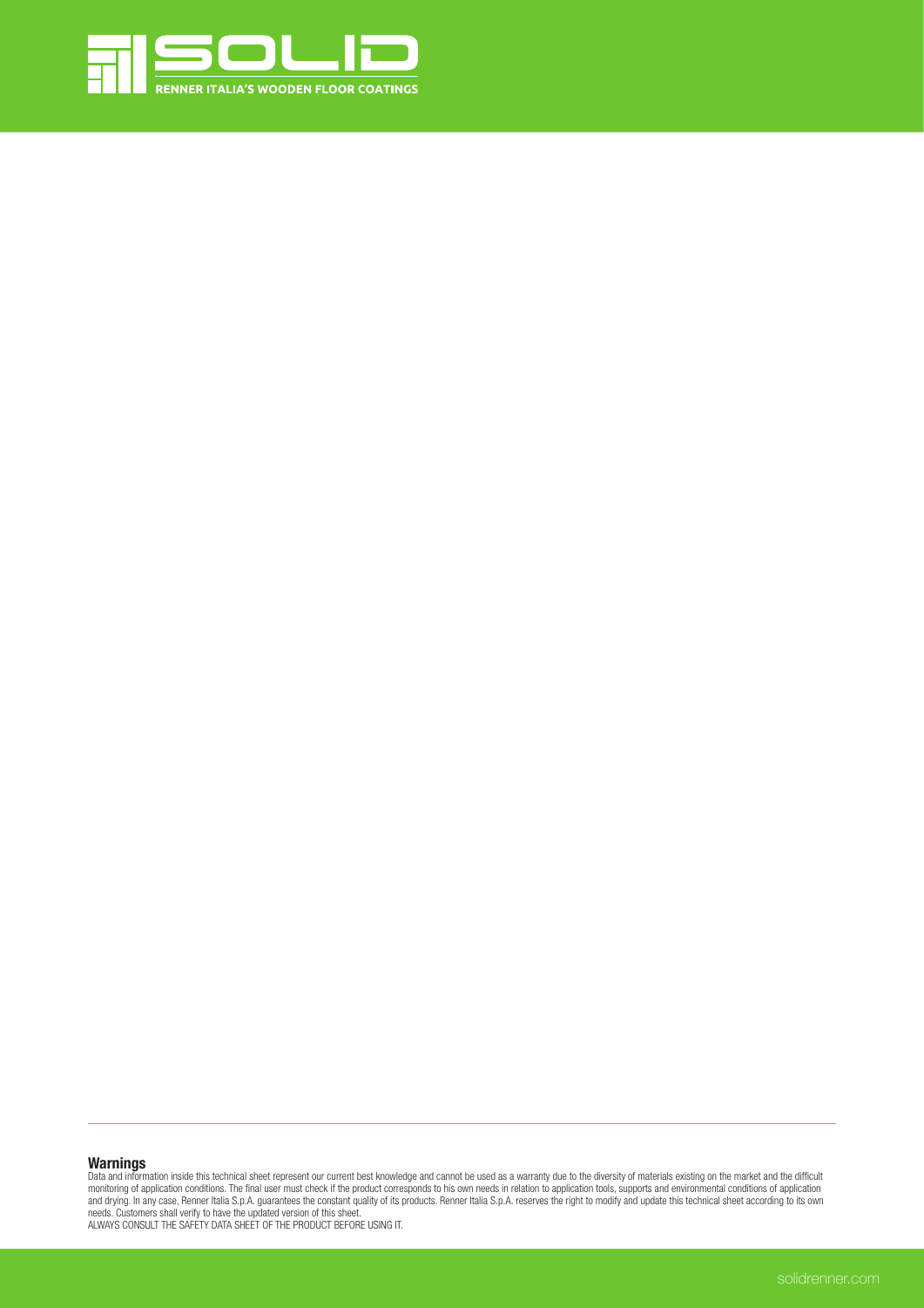## Warnings

Data and information inside this technical sheet represent our current best knowledge and cannot be used as a warranty due to the diversity of materials existing on the market and the difficult monitoring of application conditions. The final user must check if the product corresponds to his own needs in relation to application tools, supports and environmental conditions of application and drying. In any case, Renner Italia S.p.A. guarantees the constant quality of its products. Renner Italia S.p.A. reserves the right to modify and update this technical sheet according to its own needs. Customers shall verify to have the updated version of this sheet.

ALWAYS CONSULT THE SAFETY DATA SHEET OF THE PRODUCT BEFORE USING IT.